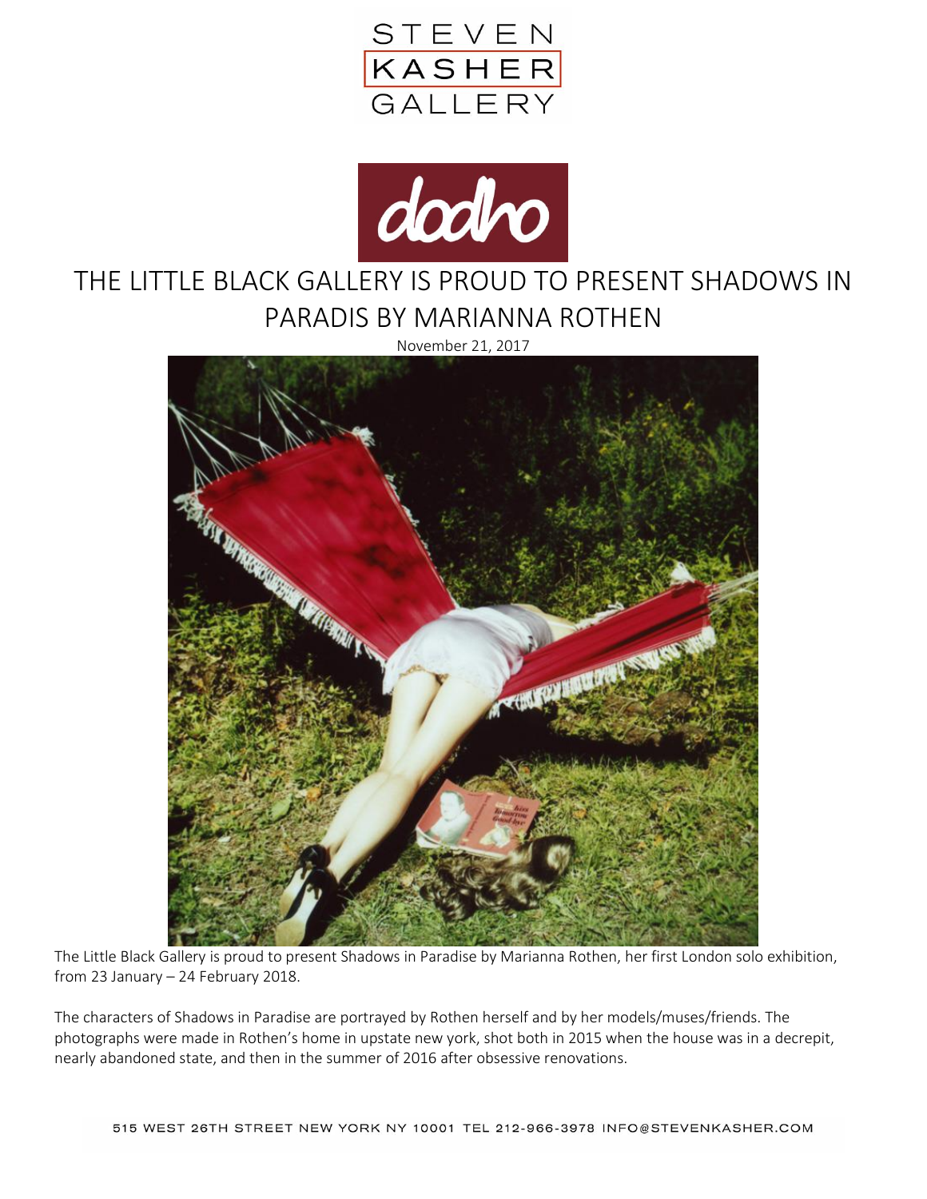STEVEN KASHER GALLERY

dodho

# THE LITTLE BLACK GALLERY IS PROUD TO PRESENT SHADOWS IN PARADIS BY MARIANNA ROTHEN

November 21, 2017

The Little Black Gallery is proud to present Shadows in Paradise by Marianna Rothen, her first London solo exhibition, from 23 January – 24 February 2018.

The characters of Shadows in Paradise are portrayed by Rothen herself and by her models/muses/friends. The photographs were made in Rothen's home in upstate new york, shot both in 2015 when the house was in a decrepit, nearly abandoned state, and then in the summer of 2016 after obsessive renovations.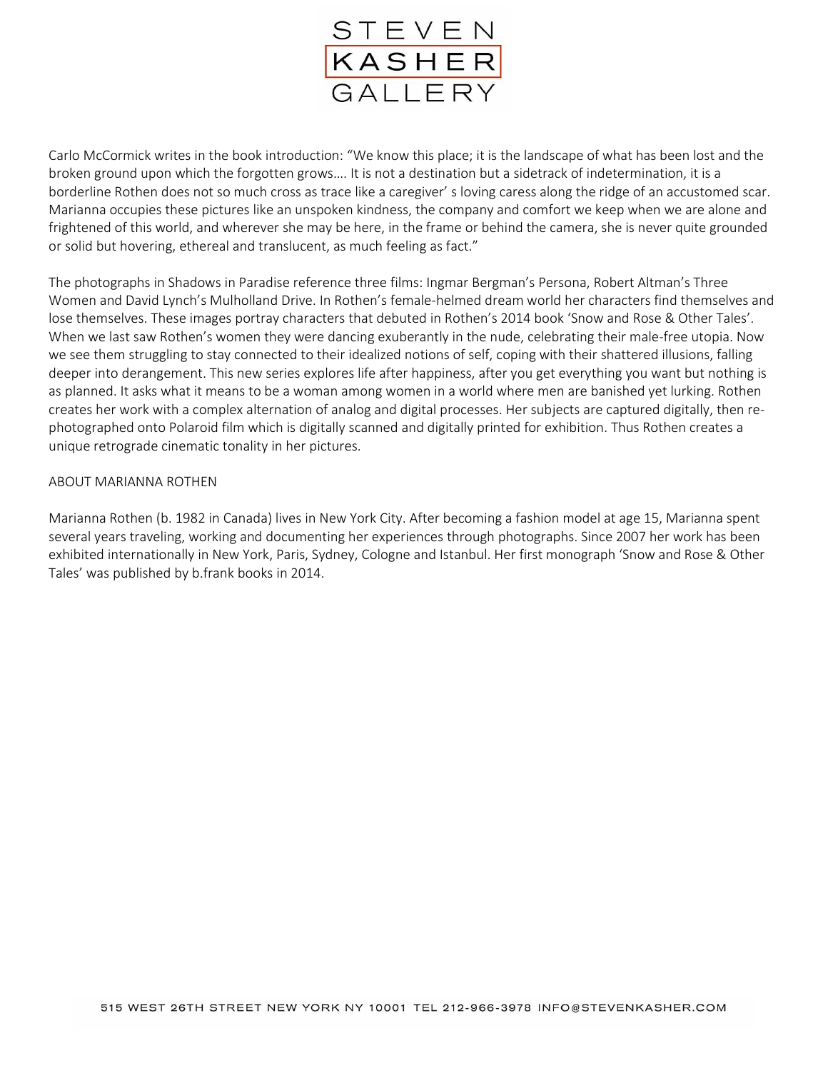Carlo McCormick writes in the book introduction: "We know this place; it is the landscape of what has been lost and the broken ground upon which the forgotten grows…. It is not a destination but a sidetrack of indetermination, it is a borderline Rothen does not so much cross as trace like a caregiver' s loving caress along the ridge of an accustomed scar. Marianna occupies these pictures like an unspoken kindness, the company and comfort we keep when we are alone and frightened of this world, and wherever she may be here, in the frame or behind the camera, she is never quite grounded or solid but hovering, ethereal and translucent, as much feeling as fact."

The photographs in Shadows in Paradise reference three films: Ingmar Bergman's Persona, Robert Altman's Three Women and David Lynch's Mulholland Drive. In Rothen's female-helmed dream world her characters find themselves and lose themselves. These images portray characters that debuted in Rothen's 2014 book 'Snow and Rose & Other Tales'. When we last saw Rothen's women they were dancing exuberantly in the nude, celebrating their male-free utopia. Now we see them struggling to stay connected to their idealized notions of self, coping with their shattered illusions, falling deeper into derangement. This new series explores life after happiness, after you get everything you want but nothing is as planned. It asks what it means to be a woman among women in a world where men are banished yet lurking. Rothen creates her work with a complex alternation of analog and digital processes. Her subjects are captured digitally, then re-photographed onto Polaroid film which is digitally scanned and digitally printed for exhibition. Thus Rothen creates a unique retrograde cinematic tonality in her pictures.

ABOUT MARIANNA ROTHEN

Marianna Rothen (b. 1982 in Canada) lives in New York City. After becoming a fashion model at age 15, Marianna spent several years traveling, working and documenting her experiences through photographs. Since 2007 her work has been exhibited internationally in New York, Paris, Sydney, Cologne and Istanbul. Her first monograph 'Snow and Rose & Other Tales' was published by b.frank books in 2014.